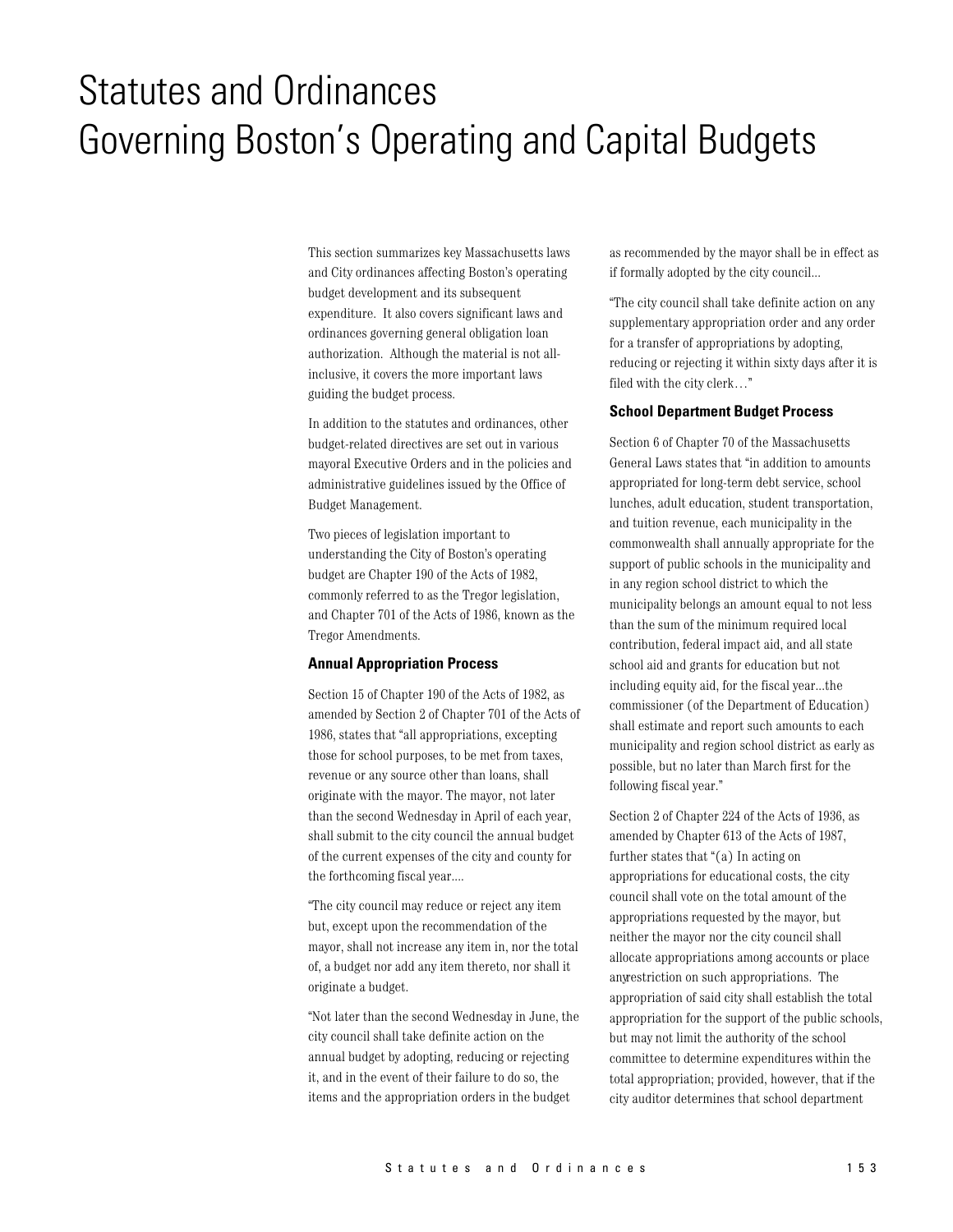# Statutes and Ordinances Governing Boston's Operating and Capital Budgets

This section summarizes key Massachusetts laws and City ordinances affecting Boston's operating budget development and its subsequent expenditure. It also covers significant laws and ordinances governing general obligation loan authorization. Although the material is not all-inclusive, it covers the more important laws guiding the budget process.

In addition to the statutes and ordinances, other budget-related directives are set out in various mayoral Executive Orders and in the policies and administrative guidelines issued by the Office of Budget Management.

Two pieces of legislation important to understanding the City of Boston's operating budget are Chapter 190 of the Acts of 1982, commonly referred to as the Tregor legislation, and Chapter 701 of the Acts of 1986, known as the Tregor Amendments.

### Annual Appropriation Process

Section 15 of Chapter 190 of the Acts of 1982, as amended by Section 2 of Chapter 701 of the Acts of 1986, states that "all appropriations, excepting those for school purposes, to be met from taxes, revenue or any source other than loans, shall originate with the mayor. The mayor, not later than the second Wednesday in April of each year, shall submit to the city council the annual budget of the current expenses of the city and county for the forthcoming fiscal year....

"The city council may reduce or reject any item but, except upon the recommendation of the mayor, shall not increase any item in, nor the total of, a budget nor add any item thereto, nor shall it originate a budget.

"Not later than the second Wednesday in June, the city council shall take definite action on the annual budget by adopting, reducing or rejecting it, and in the event of their failure to do so, the items and the appropriation orders in the budget as recommended by the mayor shall be in effect as if formally adopted by the city council...

"The city council shall take definite action on any supplementary appropriation order and any order for a transfer of appropriations by adopting, reducing or rejecting it within sixty days after it is filed with the city clerk…"

### School Department Budget Process

Section 6 of Chapter 70 of the Massachusetts General Laws states that "in addition to amounts appropriated for long-term debt service, school lunches, adult education, student transportation, and tuition revenue, each municipality in the commonwealth shall annually appropriate for the support of public schools in the municipality and in any region school district to which the municipality belongs an amount equal to not less than the sum of the minimum required local contribution, federal impact aid, and all state school aid and grants for education but not including equity aid, for the fiscal year...the commissioner (of the Department of Education) shall estimate and report such amounts to each municipality and region school district as early as possible, but no later than March first for the following fiscal year."

Section 2 of Chapter 224 of the Acts of 1936, as amended by Chapter 613 of the Acts of 1987, further states that "(a) In acting on appropriations for educational costs, the city council shall vote on the total amount of the appropriations requested by the mayor, but neither the mayor nor the city council shall allocate appropriations among accounts or place any restriction on such appropriations. The appropriation of said city shall establish the total appropriation for the support of the public schools, but may not limit the authority of the school committee to determine expenditures within the total appropriation; provided, however, that if the city auditor determines that school department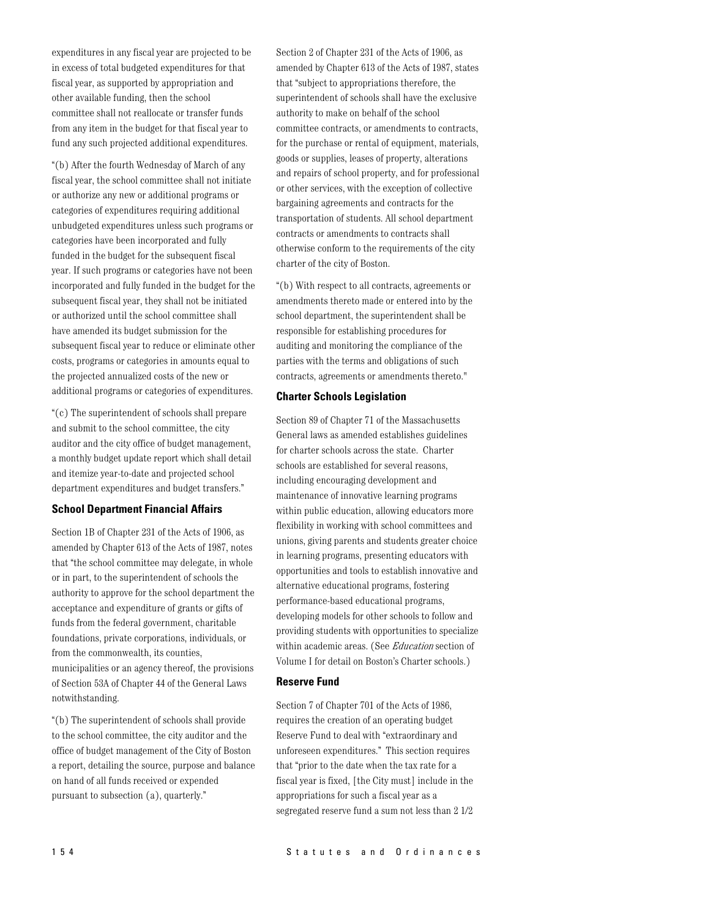expenditures in any fiscal year are projected to be in excess of total budgeted expenditures for that fiscal year, as supported by appropriation and other available funding, then the school committee shall not reallocate or transfer funds from any item in the budget for that fiscal year to fund any such projected additional expenditures.

"(b) After the fourth Wednesday of March of any fiscal year, the school committee shall not initiate or authorize any new or additional programs or categories of expenditures requiring additional unbudgeted expenditures unless such programs or categories have been incorporated and fully funded in the budget for the subsequent fiscal year. If such programs or categories have not been incorporated and fully funded in the budget for the subsequent fiscal year, they shall not be initiated or authorized until the school committee shall have amended its budget submission for the subsequent fiscal year to reduce or eliminate other costs, programs or categories in amounts equal to the projected annualized costs of the new or additional programs or categories of expenditures.

"(c) The superintendent of schools shall prepare and submit to the school committee, the city auditor and the city office of budget management, a monthly budget update report which shall detail and itemize year-to-date and projected school department expenditures and budget transfers."

### School Department Financial Affairs

Section 1B of Chapter 231 of the Acts of 1906, as amended by Chapter 613 of the Acts of 1987, notes that "the school committee may delegate, in whole or in part, to the superintendent of schools the authority to approve for the school department the acceptance and expenditure of grants or gifts of funds from the federal government, charitable foundations, private corporations, individuals, or from the commonwealth, its counties, municipalities or an agency thereof, the provisions of Section 53A of Chapter 44 of the General Laws notwithstanding.

"(b) The superintendent of schools shall provide to the school committee, the city auditor and the office of budget management of the City of Boston a report, detailing the source, purpose and balance on hand of all funds received or expended pursuant to subsection (a), quarterly."

Section 2 of Chapter 231 of the Acts of 1906, as amended by Chapter 613 of the Acts of 1987, states that "subject to appropriations therefore, the superintendent of schools shall have the exclusive authority to make on behalf of the school committee contracts, or amendments to contracts, for the purchase or rental of equipment, materials, goods or supplies, leases of property, alterations and repairs of school property, and for professional or other services, with the exception of collective bargaining agreements and contracts for the transportation of students. All school department contracts or amendments to contracts shall otherwise conform to the requirements of the city charter of the city of Boston.

"(b) With respect to all contracts, agreements or amendments thereto made or entered into by the school department, the superintendent shall be responsible for establishing procedures for auditing and monitoring the compliance of the parties with the terms and obligations of such contracts, agreements or amendments thereto."

### Charter Schools Legislation

Section 89 of Chapter 71 of the Massachusetts General laws as amended establishes guidelines for charter schools across the state. Charter schools are established for several reasons, including encouraging development and maintenance of innovative learning programs within public education, allowing educators more flexibility in working with school committees and unions, giving parents and students greater choice in learning programs, presenting educators with opportunities and tools to establish innovative and alternative educational programs, fostering performance-based educational programs, developing models for other schools to follow and providing students with opportunities to specialize within academic areas. (See *Education* section of Volume I for detail on Boston's Charter schools.)

### Reserve Fund

Section 7 of Chapter 701 of the Acts of 1986, requires the creation of an operating budget Reserve Fund to deal with "extraordinary and unforeseen expenditures." This section requires that "prior to the date when the tax rate for a fiscal year is fixed, [the City must] include in the appropriations for such a fiscal year as a segregated reserve fund a sum not less than 2 1/2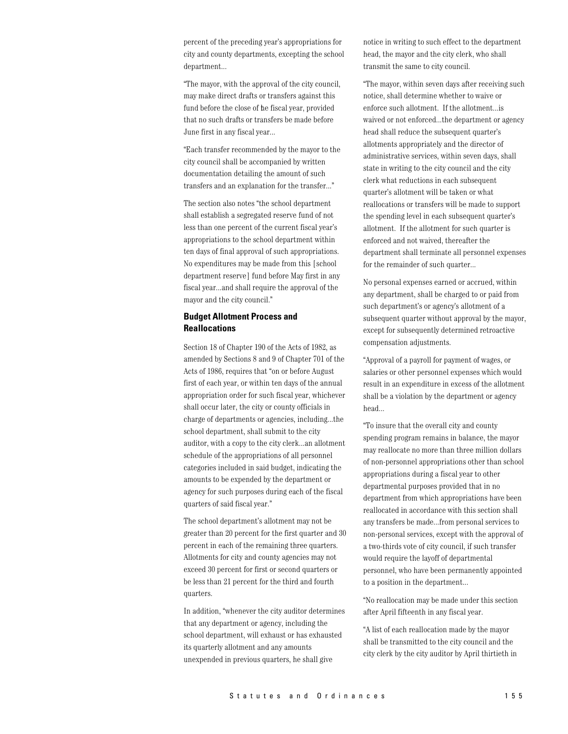percent of the preceding year's appropriations for city and county departments, excepting the school department...

"The mayor, with the approval of the city council, may make direct drafts or transfers against this fund before the close of the fiscal year, provided that no such drafts or transfers be made before June first in any fiscal year...

"Each transfer recommended by the mayor to the city council shall be accompanied by written documentation detailing the amount of such transfers and an explanation for the transfer..."

The section also notes "the school department shall establish a segregated reserve fund of not less than one percent of the current fiscal year's appropriations to the school department within ten days of final approval of such appropriations. No expenditures may be made from this [school department reserve] fund before May first in any fiscal year...and shall require the approval of the mayor and the city council."

### Budget Allotment Process and Reallocations

Section 18 of Chapter 190 of the Acts of 1982, as amended by Sections 8 and 9 of Chapter 701 of the Acts of 1986, requires that "on or before August first of each year, or within ten days of the annual appropriation order for such fiscal year, whichever shall occur later, the city or county officials in charge of departments or agencies, including...the school department, shall submit to the city auditor, with a copy to the city clerk...an allotment schedule of the appropriations of all personnel categories included in said budget, indicating the amounts to be expended by the department or agency for such purposes during each of the fiscal quarters of said fiscal year."

The school department's allotment may not be greater than 20 percent for the first quarter and 30 percent in each of the remaining three quarters. Allotments for city and county agencies may not exceed 30 percent for first or second quarters or be less than 21 percent for the third and fourth quarters.

In addition, "whenever the city auditor determines that any department or agency, including the school department, will exhaust or has exhausted its quarterly allotment and any amounts unexpended in previous quarters, he shall give notice in writing to such effect to the department head, the mayor and the city clerk, who shall transmit the same to city council.

"The mayor, within seven days after receiving such notice, shall determine whether to waive or enforce such allotment. If the allotment...is waived or not enforced...the department or agency head shall reduce the subsequent quarter's allotments appropriately and the director of administrative services, within seven days, shall state in writing to the city council and the city clerk what reductions in each subsequent quarter's allotment will be taken or what reallocations or transfers will be made to support the spending level in each subsequent quarter's allotment. If the allotment for such quarter is enforced and not waived, thereafter the department shall terminate all personnel expenses for the remainder of such quarter...

No personal expenses earned or accrued, within any department, shall be charged to or paid from such department's or agency's allotment of a subsequent quarter without approval by the mayor, except for subsequently determined retroactive compensation adjustments.

"Approval of a payroll for payment of wages, or salaries or other personnel expenses which would result in an expenditure in excess of the allotment shall be a violation by the department or agency head...

"To insure that the overall city and county spending program remains in balance, the mayor may reallocate no more than three million dollars of non-personnel appropriations other than school appropriations during a fiscal year to other departmental purposes provided that in no department from which appropriations have been reallocated in accordance with this section shall any transfers be made...from personal services to non-personal services, except with the approval of a two-thirds vote of city council, if such transfer would require the layoff of departmental personnel, who have been permanently appointed to a position in the department...

"No reallocation may be made under this section after April fifteenth in any fiscal year.

"A list of each reallocation made by the mayor shall be transmitted to the city council and the city clerk by the city auditor by April thirtieth in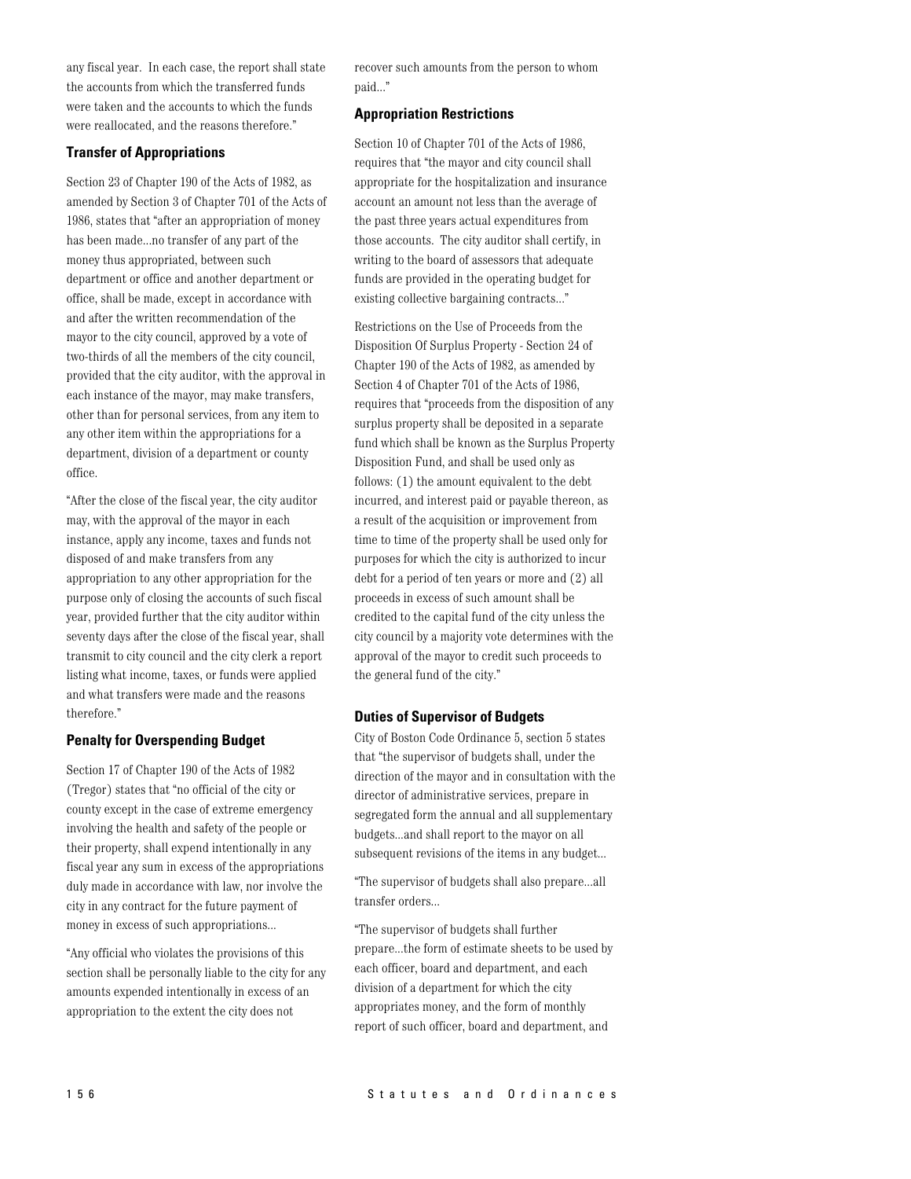any fiscal year. In each case, the report shall state the accounts from which the transferred funds were taken and the accounts to which the funds were reallocated, and the reasons therefore."

### Transfer of Appropriations

Section 23 of Chapter 190 of the Acts of 1982, as amended by Section 3 of Chapter 701 of the Acts of 1986, states that "after an appropriation of money has been made...no transfer of any part of the money thus appropriated, between such department or office and another department or office, shall be made, except in accordance with and after the written recommendation of the mayor to the city council, approved by a vote of two-thirds of all the members of the city council, provided that the city auditor, with the approval in each instance of the mayor, may make transfers, other than for personal services, from any item to any other item within the appropriations for a department, division of a department or county office.

"After the close of the fiscal year, the city auditor may, with the approval of the mayor in each instance, apply any income, taxes and funds not disposed of and make transfers from any appropriation to any other appropriation for the purpose only of closing the accounts of such fiscal year, provided further that the city auditor within seventy days after the close of the fiscal year, shall transmit to city council and the city clerk a report listing what income, taxes, or funds were applied and what transfers were made and the reasons therefore."

### Penalty for Overspending Budget

Section 17 of Chapter 190 of the Acts of 1982 (Tregor) states that "no official of the city or county except in the case of extreme emergency involving the health and safety of the people or their property, shall expend intentionally in any fiscal year any sum in excess of the appropriations duly made in accordance with law, nor involve the city in any contract for the future payment of money in excess of such appropriations...

"Any official who violates the provisions of this section shall be personally liable to the city for any amounts expended intentionally in excess of an appropriation to the extent the city does not recover such amounts from the person to whom paid..."

### Appropriation Restrictions

Section 10 of Chapter 701 of the Acts of 1986, requires that "the mayor and city council shall appropriate for the hospitalization and insurance account an amount not less than the average of the past three years actual expenditures from those accounts. The city auditor shall certify, in writing to the board of assessors that adequate funds are provided in the operating budget for existing collective bargaining contracts..."

Restrictions on the Use of Proceeds from the Disposition Of Surplus Property - Section 24 of Chapter 190 of the Acts of 1982, as amended by Section 4 of Chapter 701 of the Acts of 1986, requires that "proceeds from the disposition of any surplus property shall be deposited in a separate fund which shall be known as the Surplus Property Disposition Fund, and shall be used only as follows: (1) the amount equivalent to the debt incurred, and interest paid or payable thereon, as a result of the acquisition or improvement from time to time of the property shall be used only for purposes for which the city is authorized to incur debt for a period of ten years or more and (2) all proceeds in excess of such amount shall be credited to the capital fund of the city unless the city council by a majority vote determines with the approval of the mayor to credit such proceeds to the general fund of the city."

### Duties of Supervisor of Budgets

City of Boston Code Ordinance 5, section 5 states that "the supervisor of budgets shall, under the direction of the mayor and in consultation with the director of administrative services, prepare in segregated form the annual and all supplementary budgets...and shall report to the mayor on all subsequent revisions of the items in any budget...

"The supervisor of budgets shall also prepare...all transfer orders...

"The supervisor of budgets shall further prepare...the form of estimate sheets to be used by each officer, board and department, and each division of a department for which the city appropriates money, and the form of monthly report of such officer, board and department, and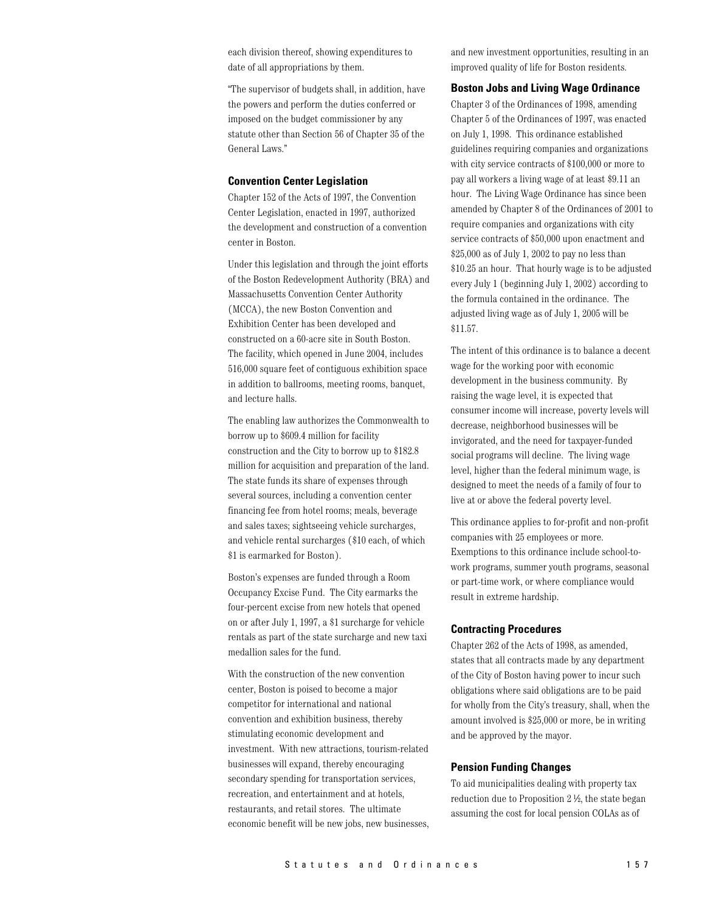each division thereof, showing expenditures to date of all appropriations by them.

"The supervisor of budgets shall, in addition, have the powers and perform the duties conferred or imposed on the budget commissioner by any statute other than Section 56 of Chapter 35 of the General Laws."

### Convention Center Legislation

Chapter 152 of the Acts of 1997, the Convention Center Legislation, enacted in 1997, authorized the development and construction of a convention center in Boston.

Under this legislation and through the joint efforts of the Boston Redevelopment Authority (BRA) and Massachusetts Convention Center Authority (MCCA), the new Boston Convention and Exhibition Center has been developed and constructed on a 60-acre site in South Boston. The facility, which opened in June 2004, includes 516,000 square feet of contiguous exhibition space in addition to ballrooms, meeting rooms, banquet, and lecture halls.

The enabling law authorizes the Commonwealth to borrow up to $609.4 million for facility construction and the City to borrow up to $182.8 million for acquisition and preparation of the land. The state funds its share of expenses through several sources, including a convention center financing fee from hotel rooms; meals, beverage and sales taxes; sightseeing vehicle surcharges, and vehicle rental surcharges ($10 each, of which $1 is earmarked for Boston).

Boston's expenses are funded through a Room Occupancy Excise Fund. The City earmarks the four-percent excise from new hotels that opened on or after July 1, 1997, a $1 surcharge for vehicle rentals as part of the state surcharge and new taxi medallion sales for the fund.

With the construction of the new convention center, Boston is poised to become a major competitor for international and national convention and exhibition business, thereby stimulating economic development and investment. With new attractions, tourism-related businesses will expand, thereby encouraging secondary spending for transportation services, recreation, and entertainment and at hotels, restaurants, and retail stores. The ultimate economic benefit will be new jobs, new businesses, and new investment opportunities, resulting in an improved quality of life for Boston residents.

### Boston Jobs and Living Wage Ordinance

Chapter 3 of the Ordinances of 1998, amending Chapter 5 of the Ordinances of 1997, was enacted on July 1, 1998. This ordinance established guidelines requiring companies and organizations with city service contracts of $100,000 or more to pay all workers a living wage of at least $9.11 an hour. The Living Wage Ordinance has since been amended by Chapter 8 of the Ordinances of 2001 to require companies and organizations with city service contracts of $50,000 upon enactment and $25,000 as of July 1, 2002 to pay no less than $10.25 an hour. That hourly wage is to be adjusted every July 1 (beginning July 1, 2002) according to the formula contained in the ordinance. The adjusted living wage as of July 1, 2005 will be $11.57.

The intent of this ordinance is to balance a decent wage for the working poor with economic development in the business community. By raising the wage level, it is expected that consumer income will increase, poverty levels will decrease, neighborhood businesses will be invigorated, and the need for taxpayer-funded social programs will decline. The living wage level, higher than the federal minimum wage, is designed to meet the needs of a family of four to live at or above the federal poverty level.

This ordinance applies to for-profit and non-profit companies with 25 employees or more. Exemptions to this ordinance include school-to-work programs, summer youth programs, seasonal or part-time work, or where compliance would result in extreme hardship.

### Contracting Procedures

Chapter 262 of the Acts of 1998, as amended, states that all contracts made by any department of the City of Boston having power to incur such obligations where said obligations are to be paid for wholly from the City's treasury, shall, when the amount involved is $25,000 or more, be in writing and be approved by the mayor.

### Pension Funding Changes

To aid municipalities dealing with property tax reduction due to Proposition 2 ½, the state began assuming the cost for local pension COLAs as of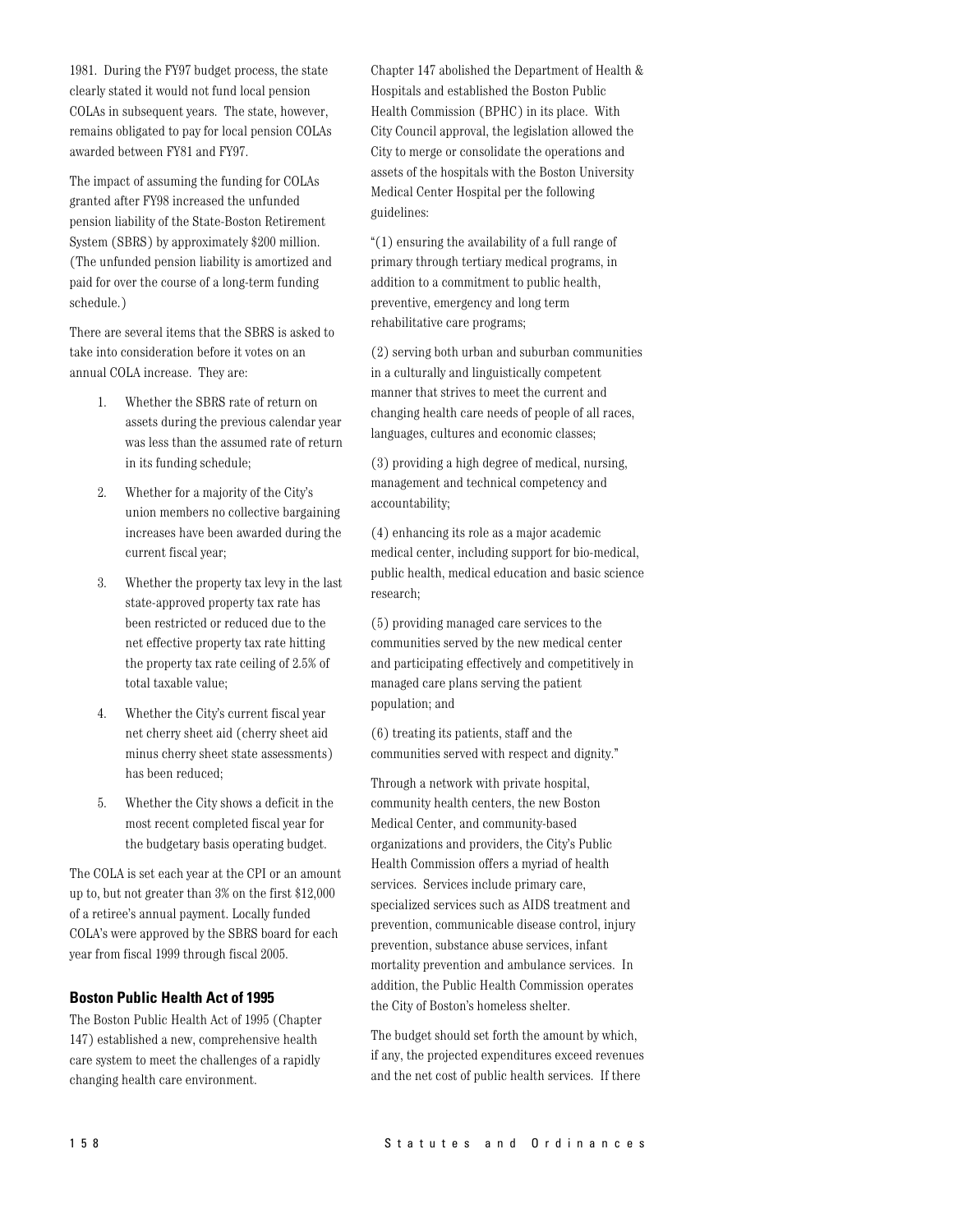1981. During the FY97 budget process, the state clearly stated it would not fund local pension COLAs in subsequent years. The state, however, remains obligated to pay for local pension COLAs awarded between FY81 and FY97.

The impact of assuming the funding for COLAs granted after FY98 increased the unfunded pension liability of the State-Boston Retirement System (SBRS) by approximately $200 million. (The unfunded pension liability is amortized and paid for over the course of a long-term funding schedule.)

There are several items that the SBRS is asked to take into consideration before it votes on an annual COLA increase. They are:

1. Whether the SBRS rate of return on assets during the previous calendar year was less than the assumed rate of return in its funding schedule;
2. Whether for a majority of the City's union members no collective bargaining increases have been awarded during the current fiscal year;
3. Whether the property tax levy in the last state-approved property tax rate has been restricted or reduced due to the net effective property tax rate hitting the property tax rate ceiling of 2.5% of total taxable value;
4. Whether the City's current fiscal year net cherry sheet aid (cherry sheet aid minus cherry sheet state assessments) has been reduced;
5. Whether the City shows a deficit in the most recent completed fiscal year for the budgetary basis operating budget.

The COLA is set each year at the CPI or an amount up to, but not greater than 3% on the first $12,000 of a retiree's annual payment. Locally funded COLA's were approved by the SBRS board for each year from fiscal 1999 through fiscal 2005.

### Boston Public Health Act of 1995

The Boston Public Health Act of 1995 (Chapter 147) established a new, comprehensive health care system to meet the challenges of a rapidly changing health care environment.

Chapter 147 abolished the Department of Health & Hospitals and established the Boston Public Health Commission (BPHC) in its place. With City Council approval, the legislation allowed the City to merge or consolidate the operations and assets of the hospitals with the Boston University Medical Center Hospital per the following guidelines:

"(1) ensuring the availability of a full range of primary through tertiary medical programs, in addition to a commitment to public health, preventive, emergency and long term rehabilitative care programs;

(2) serving both urban and suburban communities in a culturally and linguistically competent manner that strives to meet the current and changing health care needs of people of all races, languages, cultures and economic classes;

(3) providing a high degree of medical, nursing, management and technical competency and accountability;

(4) enhancing its role as a major academic medical center, including support for bio-medical, public health, medical education and basic science research;

(5) providing managed care services to the communities served by the new medical center and participating effectively and competitively in managed care plans serving the patient population; and

(6) treating its patients, staff and the communities served with respect and dignity."

Through a network with private hospital, community health centers, the new Boston Medical Center, and community-based organizations and providers, the City's Public Health Commission offers a myriad of health services. Services include primary care, specialized services such as AIDS treatment and prevention, communicable disease control, injury prevention, substance abuse services, infant mortality prevention and ambulance services. In addition, the Public Health Commission operates the City of Boston's homeless shelter.

The budget should set forth the amount by which, if any, the projected expenditures exceed revenues and the net cost of public health services. If there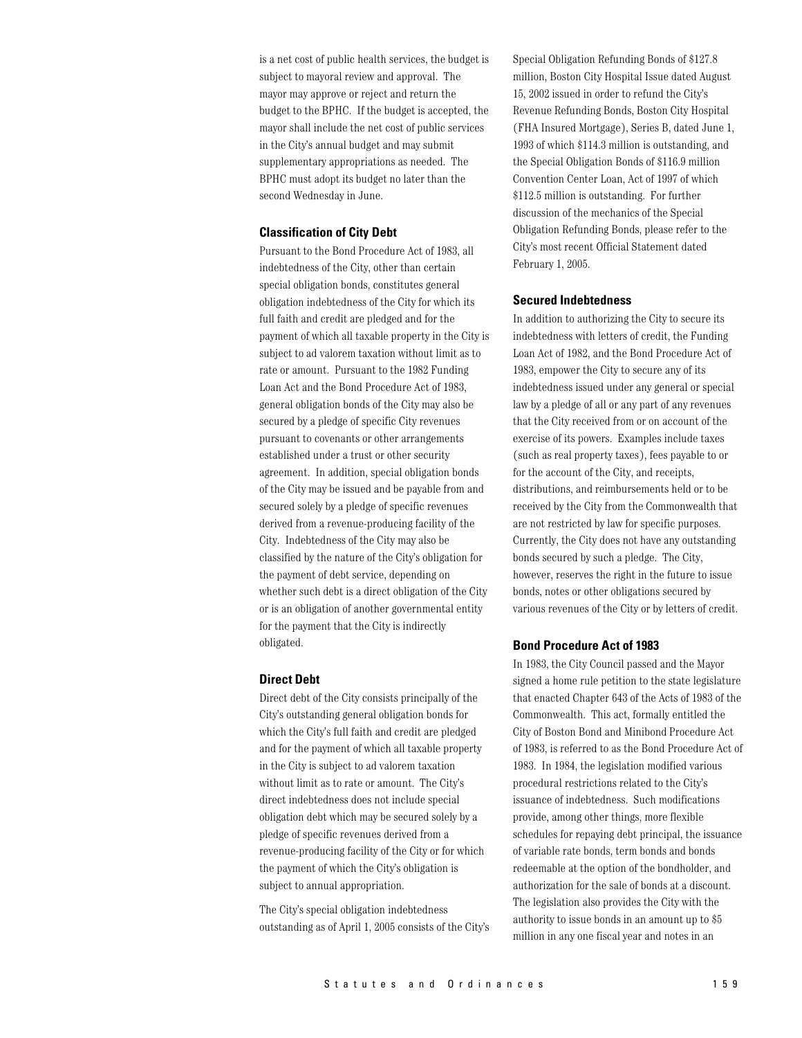is a net cost of public health services, the budget is subject to mayoral review and approval. The mayor may approve or reject and return the budget to the BPHC. If the budget is accepted, the mayor shall include the net cost of public services in the City's annual budget and may submit supplementary appropriations as needed. The BPHC must adopt its budget no later than the second Wednesday in June.

### Classification of City Debt

Pursuant to the Bond Procedure Act of 1983, all indebtedness of the City, other than certain special obligation bonds, constitutes general obligation indebtedness of the City for which its full faith and credit are pledged and for the payment of which all taxable property in the City is subject to ad valorem taxation without limit as to rate or amount. Pursuant to the 1982 Funding Loan Act and the Bond Procedure Act of 1983, general obligation bonds of the City may also be secured by a pledge of specific City revenues pursuant to covenants or other arrangements established under a trust or other security agreement. In addition, special obligation bonds of the City may be issued and be payable from and secured solely by a pledge of specific revenues derived from a revenue-producing facility of the City. Indebtedness of the City may also be classified by the nature of the City's obligation for the payment of debt service, depending on whether such debt is a direct obligation of the City or is an obligation of another governmental entity for the payment that the City is indirectly obligated.

### Direct Debt

Direct debt of the City consists principally of the City's outstanding general obligation bonds for which the City's full faith and credit are pledged and for the payment of which all taxable property in the City is subject to ad valorem taxation without limit as to rate or amount. The City's direct indebtedness does not include special obligation debt which may be secured solely by a pledge of specific revenues derived from a revenue-producing facility of the City or for which the payment of which the City's obligation is subject to annual appropriation.

The City's special obligation indebtedness outstanding as of April 1, 2005 consists of the City's Special Obligation Refunding Bonds of $127.8 million, Boston City Hospital Issue dated August 15, 2002 issued in order to refund the City's Revenue Refunding Bonds, Boston City Hospital (FHA Insured Mortgage), Series B, dated June 1, 1993 of which $114.3 million is outstanding, and the Special Obligation Bonds of $116.9 million Convention Center Loan, Act of 1997 of which $112.5 million is outstanding. For further discussion of the mechanics of the Special Obligation Refunding Bonds, please refer to the City's most recent Official Statement dated February 1, 2005.

### Secured Indebtedness

In addition to authorizing the City to secure its indebtedness with letters of credit, the Funding Loan Act of 1982, and the Bond Procedure Act of 1983, empower the City to secure any of its indebtedness issued under any general or special law by a pledge of all or any part of any revenues that the City received from or on account of the exercise of its powers. Examples include taxes (such as real property taxes), fees payable to or for the account of the City, and receipts, distributions, and reimbursements held or to be received by the City from the Commonwealth that are not restricted by law for specific purposes. Currently, the City does not have any outstanding bonds secured by such a pledge. The City, however, reserves the right in the future to issue bonds, notes or other obligations secured by various revenues of the City or by letters of credit.

### Bond Procedure Act of 1983

In 1983, the City Council passed and the Mayor signed a home rule petition to the state legislature that enacted Chapter 643 of the Acts of 1983 of the Commonwealth. This act, formally entitled the City of Boston Bond and Minibond Procedure Act of 1983, is referred to as the Bond Procedure Act of 1983. In 1984, the legislation modified various procedural restrictions related to the City's issuance of indebtedness. Such modifications provide, among other things, more flexible schedules for repaying debt principal, the issuance of variable rate bonds, term bonds and bonds redeemable at the option of the bondholder, and authorization for the sale of bonds at a discount. The legislation also provides the City with the authority to issue bonds in an amount up to $5 million in any one fiscal year and notes in an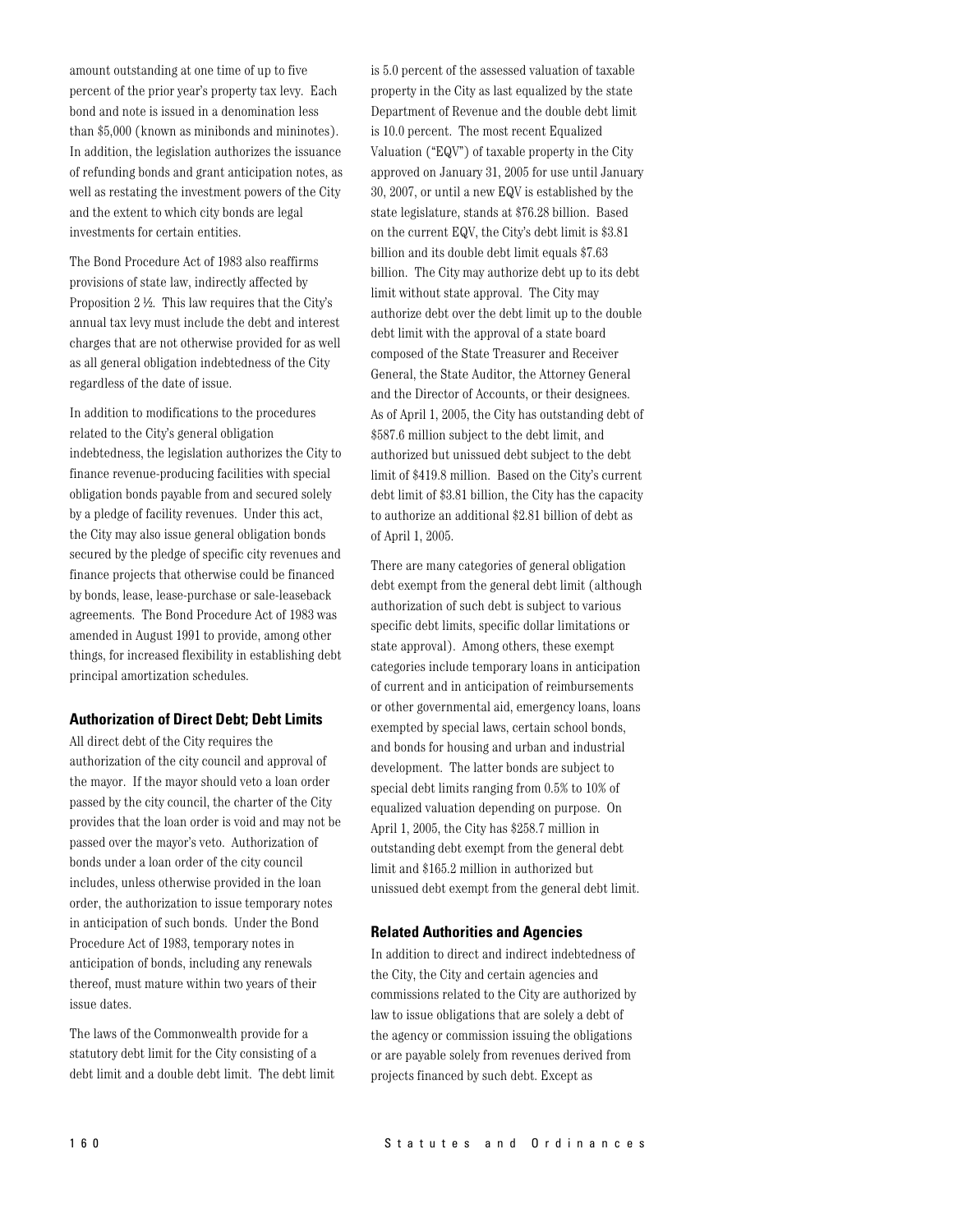amount outstanding at one time of up to five percent of the prior year's property tax levy. Each bond and note is issued in a denomination less than $5,000 (known as minibonds and mininotes). In addition, the legislation authorizes the issuance of refunding bonds and grant anticipation notes, as well as restating the investment powers of the City and the extent to which city bonds are legal investments for certain entities.

The Bond Procedure Act of 1983 also reaffirms provisions of state law, indirectly affected by Proposition 2 ½. This law requires that the City's annual tax levy must include the debt and interest charges that are not otherwise provided for as well as all general obligation indebtedness of the City regardless of the date of issue.

In addition to modifications to the procedures related to the City's general obligation indebtedness, the legislation authorizes the City to finance revenue-producing facilities with special obligation bonds payable from and secured solely by a pledge of facility revenues. Under this act, the City may also issue general obligation bonds secured by the pledge of specific city revenues and finance projects that otherwise could be financed by bonds, lease, lease-purchase or sale-leaseback agreements. The Bond Procedure Act of 1983 was amended in August 1991 to provide, among other things, for increased flexibility in establishing debt principal amortization schedules.

### Authorization of Direct Debt; Debt Limits

All direct debt of the City requires the authorization of the city council and approval of the mayor. If the mayor should veto a loan order passed by the city council, the charter of the City provides that the loan order is void and may not be passed over the mayor's veto. Authorization of bonds under a loan order of the city council includes, unless otherwise provided in the loan order, the authorization to issue temporary notes in anticipation of such bonds. Under the Bond Procedure Act of 1983, temporary notes in anticipation of bonds, including any renewals thereof, must mature within two years of their issue dates.

The laws of the Commonwealth provide for a statutory debt limit for the City consisting of a debt limit and a double debt limit. The debt limit is 5.0 percent of the assessed valuation of taxable property in the City as last equalized by the state Department of Revenue and the double debt limit is 10.0 percent. The most recent Equalized Valuation ("EQV") of taxable property in the City approved on January 31, 2005 for use until January 30, 2007, or until a new EQV is established by the state legislature, stands at $76.28 billion. Based on the current EQV, the City's debt limit is $3.81 billion and its double debt limit equals $7.63 billion. The City may authorize debt up to its debt limit without state approval. The City may authorize debt over the debt limit up to the double debt limit with the approval of a state board composed of the State Treasurer and Receiver General, the State Auditor, the Attorney General and the Director of Accounts, or their designees. As of April 1, 2005, the City has outstanding debt of $587.6 million subject to the debt limit, and authorized but unissued debt subject to the debt limit of $419.8 million. Based on the City's current debt limit of $3.81 billion, the City has the capacity to authorize an additional $2.81 billion of debt as of April 1, 2005.

There are many categories of general obligation debt exempt from the general debt limit (although authorization of such debt is subject to various specific debt limits, specific dollar limitations or state approval). Among others, these exempt categories include temporary loans in anticipation of current and in anticipation of reimbursements or other governmental aid, emergency loans, loans exempted by special laws, certain school bonds, and bonds for housing and urban and industrial development. The latter bonds are subject to special debt limits ranging from 0.5% to 10% of equalized valuation depending on purpose. On April 1, 2005, the City has $258.7 million in outstanding debt exempt from the general debt limit and $165.2 million in authorized but unissued debt exempt from the general debt limit.

### Related Authorities and Agencies

In addition to direct and indirect indebtedness of the City, the City and certain agencies and commissions related to the City are authorized by law to issue obligations that are solely a debt of the agency or commission issuing the obligations or are payable solely from revenues derived from projects financed by such debt. Except as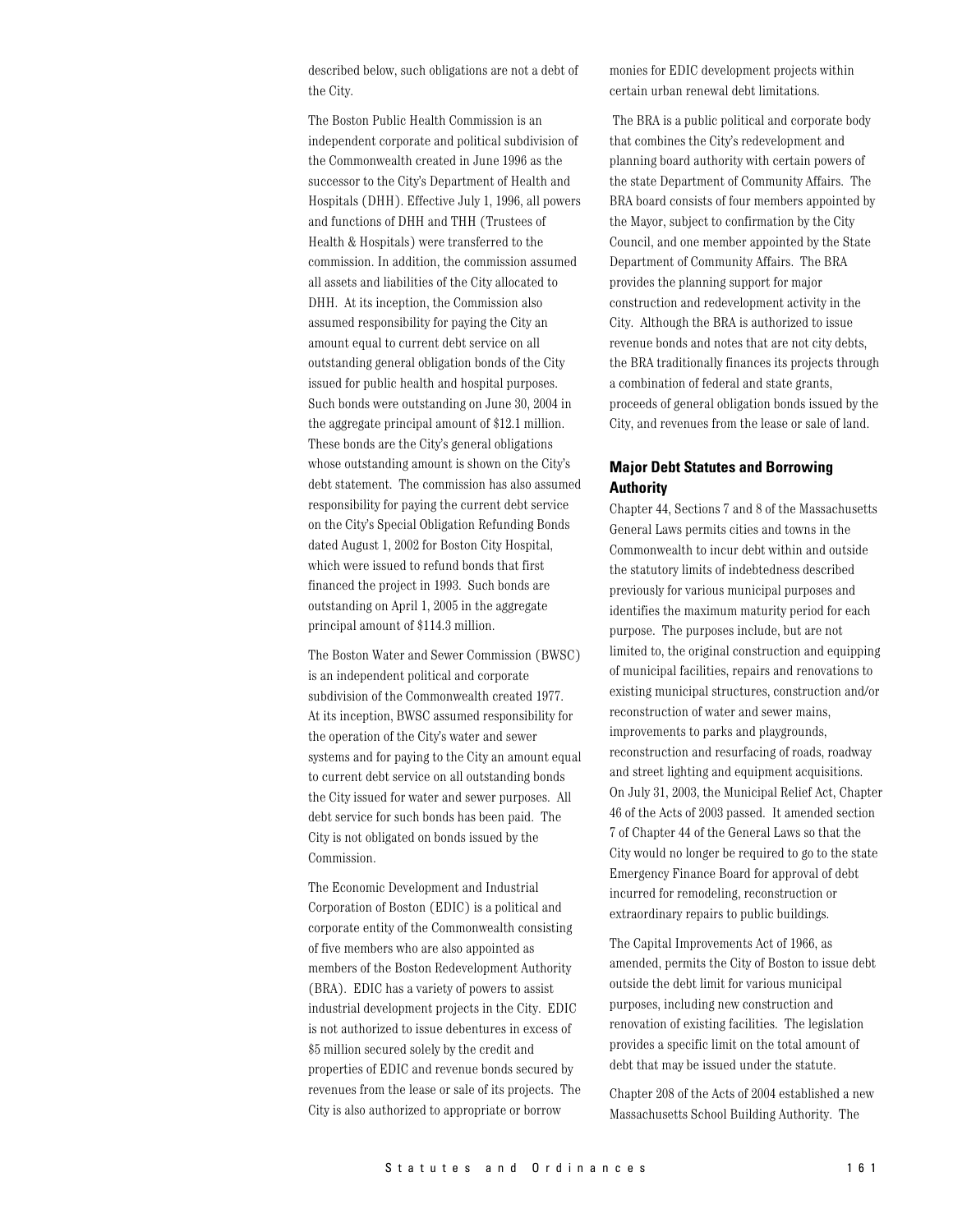described below, such obligations are not a debt of the City.

The Boston Public Health Commission is an independent corporate and political subdivision of the Commonwealth created in June 1996 as the successor to the City's Department of Health and Hospitals (DHH). Effective July 1, 1996, all powers and functions of DHH and THH (Trustees of Health & Hospitals) were transferred to the commission. In addition, the commission assumed all assets and liabilities of the City allocated to DHH. At its inception, the Commission also assumed responsibility for paying the City an amount equal to current debt service on all outstanding general obligation bonds of the City issued for public health and hospital purposes. Such bonds were outstanding on June 30, 2004 in the aggregate principal amount of $12.1 million. These bonds are the City's general obligations whose outstanding amount is shown on the City's debt statement. The commission has also assumed responsibility for paying the current debt service on the City's Special Obligation Refunding Bonds dated August 1, 2002 for Boston City Hospital, which were issued to refund bonds that first financed the project in 1993. Such bonds are outstanding on April 1, 2005 in the aggregate principal amount of $114.3 million.

The Boston Water and Sewer Commission (BWSC) is an independent political and corporate subdivision of the Commonwealth created 1977. At its inception, BWSC assumed responsibility for the operation of the City's water and sewer systems and for paying to the City an amount equal to current debt service on all outstanding bonds the City issued for water and sewer purposes. All debt service for such bonds has been paid. The City is not obligated on bonds issued by the Commission.

The Economic Development and Industrial Corporation of Boston (EDIC) is a political and corporate entity of the Commonwealth consisting of five members who are also appointed as members of the Boston Redevelopment Authority (BRA). EDIC has a variety of powers to assist industrial development projects in the City. EDIC is not authorized to issue debentures in excess of $5 million secured solely by the credit and properties of EDIC and revenue bonds secured by revenues from the lease or sale of its projects. The City is also authorized to appropriate or borrow monies for EDIC development projects within certain urban renewal debt limitations.

The BRA is a public political and corporate body that combines the City's redevelopment and planning board authority with certain powers of the state Department of Community Affairs. The BRA board consists of four members appointed by the Mayor, subject to confirmation by the City Council, and one member appointed by the State Department of Community Affairs. The BRA provides the planning support for major construction and redevelopment activity in the City. Although the BRA is authorized to issue revenue bonds and notes that are not city debts, the BRA traditionally finances its projects through a combination of federal and state grants, proceeds of general obligation bonds issued by the City, and revenues from the lease or sale of land.

### Major Debt Statutes and Borrowing Authority

Chapter 44, Sections 7 and 8 of the Massachusetts General Laws permits cities and towns in the Commonwealth to incur debt within and outside the statutory limits of indebtedness described previously for various municipal purposes and identifies the maximum maturity period for each purpose. The purposes include, but are not limited to, the original construction and equipping of municipal facilities, repairs and renovations to existing municipal structures, construction and/or reconstruction of water and sewer mains, improvements to parks and playgrounds, reconstruction and resurfacing of roads, roadway and street lighting and equipment acquisitions. On July 31, 2003, the Municipal Relief Act, Chapter 46 of the Acts of 2003 passed. It amended section 7 of Chapter 44 of the General Laws so that the City would no longer be required to go to the state Emergency Finance Board for approval of debt incurred for remodeling, reconstruction or extraordinary repairs to public buildings.

The Capital Improvements Act of 1966, as amended, permits the City of Boston to issue debt outside the debt limit for various municipal purposes, including new construction and renovation of existing facilities. The legislation provides a specific limit on the total amount of debt that may be issued under the statute.

Chapter 208 of the Acts of 2004 established a new Massachusetts School Building Authority. The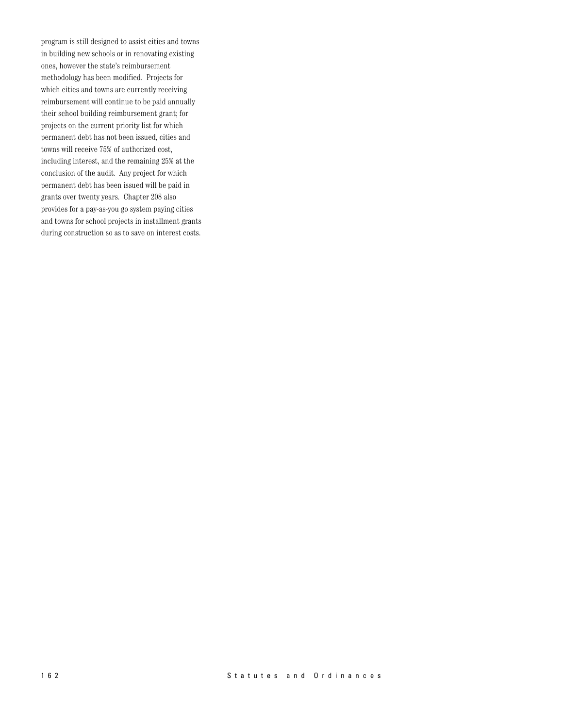program is still designed to assist cities and towns in building new schools or in renovating existing ones, however the state's reimbursement methodology has been modified. Projects for which cities and towns are currently receiving reimbursement will continue to be paid annually their school building reimbursement grant; for projects on the current priority list for which permanent debt has not been issued, cities and towns will receive 75% of authorized cost, including interest, and the remaining 25% at the conclusion of the audit. Any project for which permanent debt has been issued will be paid in grants over twenty years. Chapter 208 also provides for a pay-as-you go system paying cities and towns for school projects in installment grants during construction so as to save on interest costs.